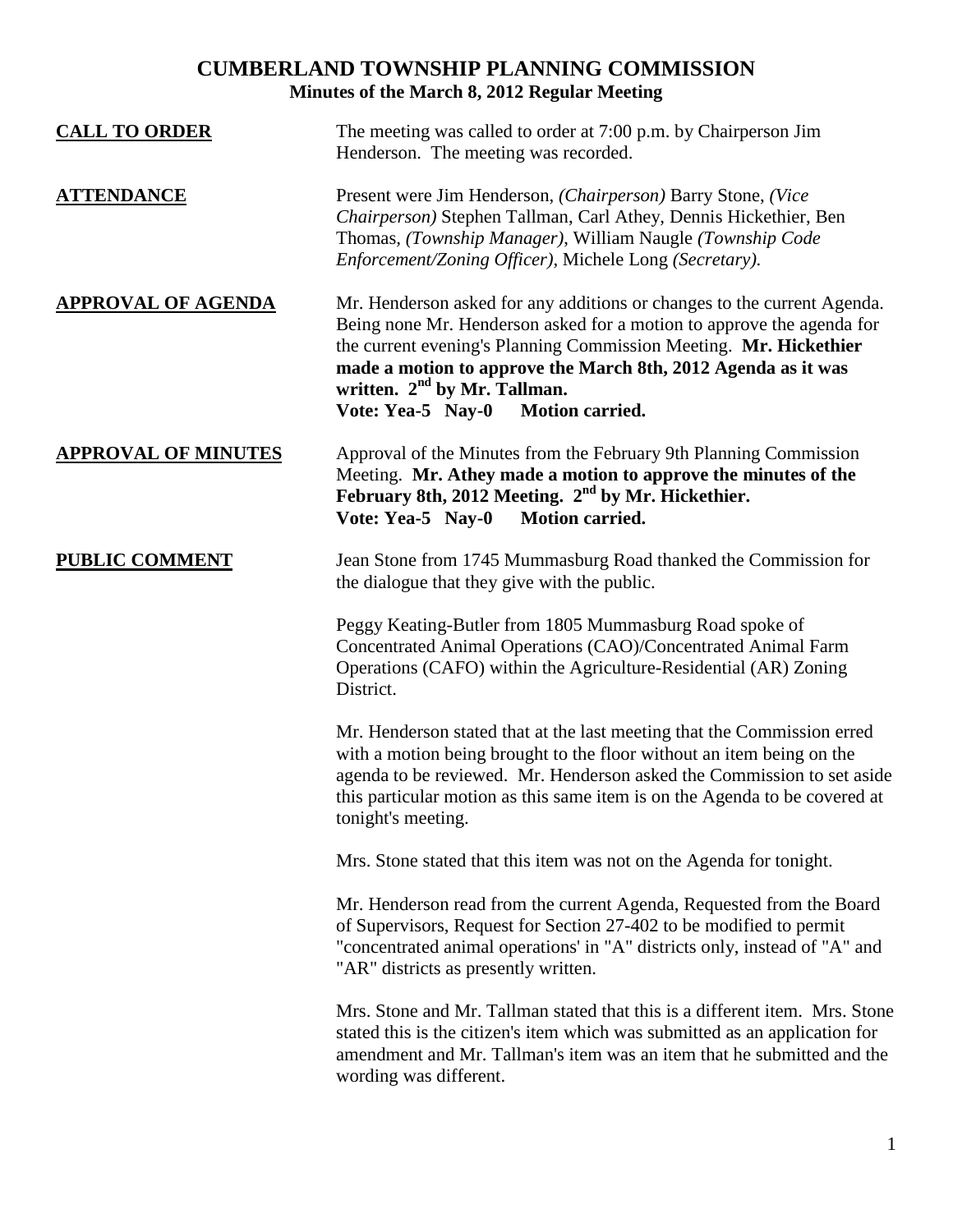# CUMBERLAND TOWNSHIP PLANNING COMMISSION

## Minutes of the March 8, 2012 Regular Meeting

**CALL TO ORDER**

The meeting was called to order at 7:00 p.m. by Chairperson Jim Henderson. The meeting was recorded.

**ATTENDANCE**

Present were Jim Henderson, *(Chairperson)* Barry Stone, *(Vice Chairperson)* Stephen Tallman, Carl Athey, Dennis Hickethier, Ben Thomas, *(Township Manager)*, William Naugle *(Township Code Enforcement/Zoning Officer)*, Michele Long *(Secretary).*

**APPROVAL OF AGENDA**

Mr. Henderson asked for any additions or changes to the current Agenda. Being none Mr. Henderson asked for a motion to approve the agenda for the current evening's Planning Commission Meeting. **Mr. Hickethier made a motion to approve the March 8th, 2012 Agenda as it was written. 2nd by Mr. Tallman.**
**Vote: Yea-5 Nay-0 Motion carried.**

**APPROVAL OF MINUTES**

Approval of the Minutes from the February 9th Planning Commission Meeting. **Mr. Athey made a motion to approve the minutes of the February 8th, 2012 Meeting. 2nd by Mr. Hickethier.**
**Vote: Yea-5 Nay-0 Motion carried.**

**PUBLIC COMMENT**

Jean Stone from 1745 Mummasburg Road thanked the Commission for the dialogue that they give with the public.

Peggy Keating-Butler from 1805 Mummasburg Road spoke of Concentrated Animal Operations (CAO)/Concentrated Animal Farm Operations (CAFO) within the Agriculture-Residential (AR) Zoning District.

Mr. Henderson stated that at the last meeting that the Commission erred with a motion being brought to the floor without an item being on the agenda to be reviewed. Mr. Henderson asked the Commission to set aside this particular motion as this same item is on the Agenda to be covered at tonight's meeting.

Mrs. Stone stated that this item was not on the Agenda for tonight.

Mr. Henderson read from the current Agenda, Requested from the Board of Supervisors, Request for Section 27-402 to be modified to permit "concentrated animal operations' in "A" districts only, instead of "A" and "AR" districts as presently written.

Mrs. Stone and Mr. Tallman stated that this is a different item. Mrs. Stone stated this is the citizen's item which was submitted as an application for amendment and Mr. Tallman's item was an item that he submitted and the wording was different.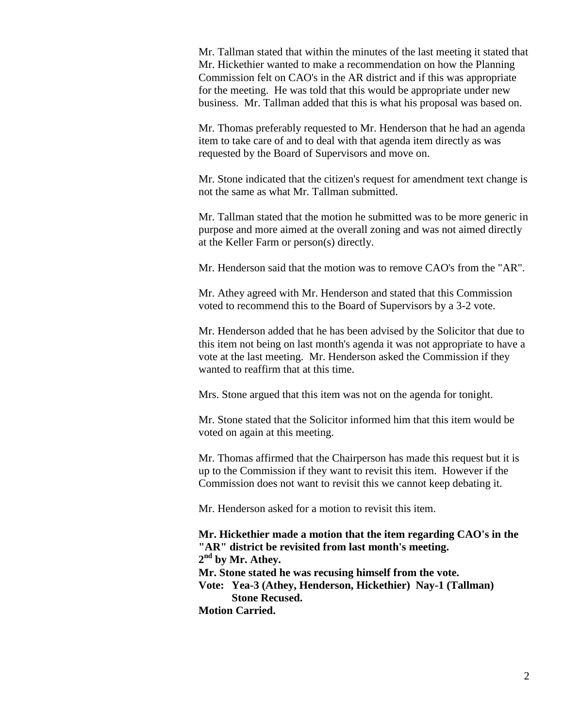Mr. Tallman stated that within the minutes of the last meeting it stated that Mr. Hickethier wanted to make a recommendation on how the Planning Commission felt on CAO's in the AR district and if this was appropriate for the meeting. He was told that this would be appropriate under new business. Mr. Tallman added that this is what his proposal was based on.

Mr. Thomas preferably requested to Mr. Henderson that he had an agenda item to take care of and to deal with that agenda item directly as was requested by the Board of Supervisors and move on.

Mr. Stone indicated that the citizen's request for amendment text change is not the same as what Mr. Tallman submitted.

Mr. Tallman stated that the motion he submitted was to be more generic in purpose and more aimed at the overall zoning and was not aimed directly at the Keller Farm or person(s) directly.

Mr. Henderson said that the motion was to remove CAO's from the "AR".

Mr. Athey agreed with Mr. Henderson and stated that this Commission voted to recommend this to the Board of Supervisors by a 3-2 vote.

Mr. Henderson added that he has been advised by the Solicitor that due to this item not being on last month's agenda it was not appropriate to have a vote at the last meeting. Mr. Henderson asked the Commission if they wanted to reaffirm that at this time.

Mrs. Stone argued that this item was not on the agenda for tonight.

Mr. Stone stated that the Solicitor informed him that this item would be voted on again at this meeting.

Mr. Thomas affirmed that the Chairperson has made this request but it is up to the Commission if they want to revisit this item. However if the Commission does not want to revisit this we cannot keep debating it.

Mr. Henderson asked for a motion to revisit this item.

**Mr. Hickethier made a motion that the item regarding CAO's in the "AR" district be revisited from last month's meeting.**
**2nd by Mr. Athey.**
**Mr. Stone stated he was recusing himself from the vote.**
**Vote: Yea-3 (Athey, Henderson, Hickethier) Nay-1 (Tallman)**
**Stone Recused.**
**Motion Carried.**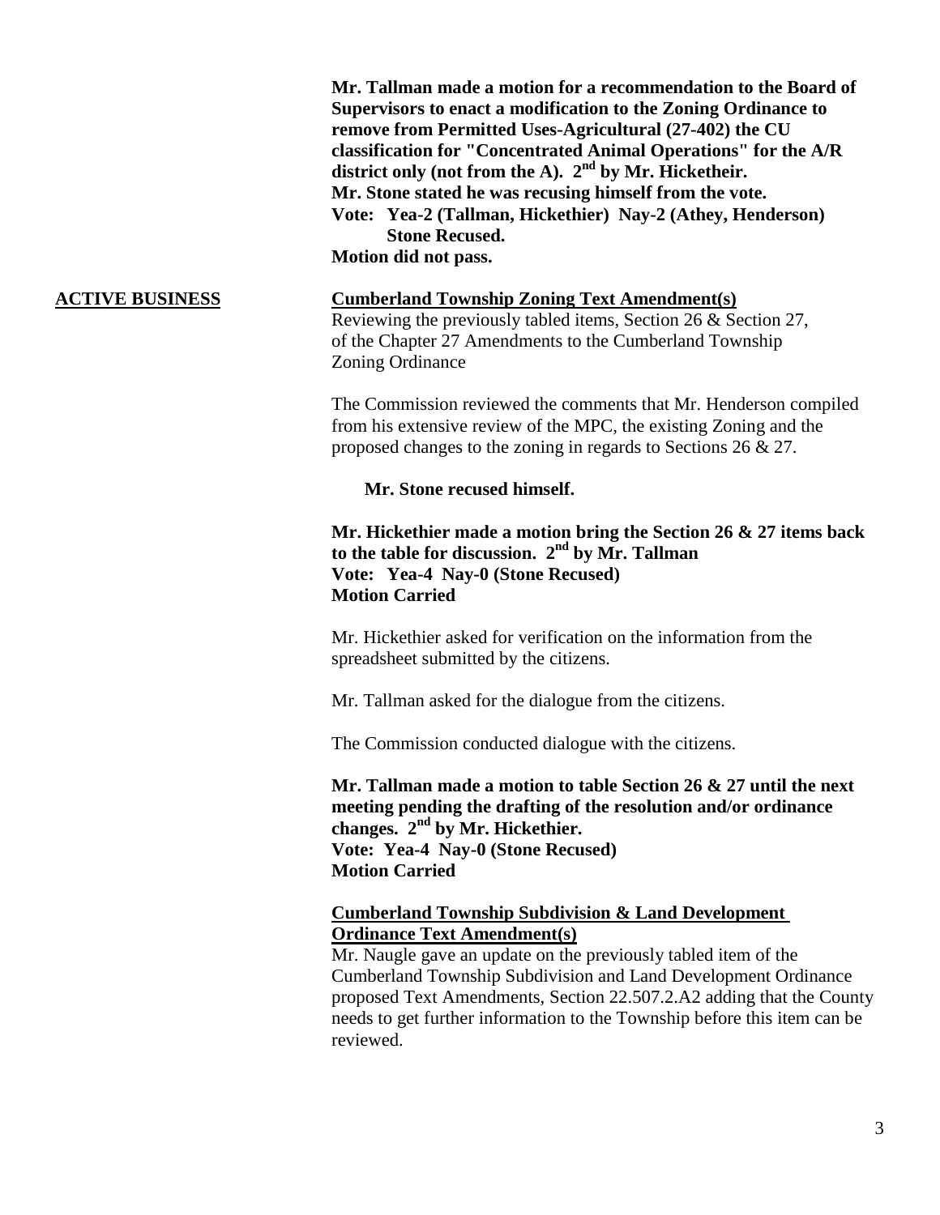**Mr. Tallman made a motion for a recommendation to the Board of Supervisors to enact a modification to the Zoning Ordinance to remove from Permitted Uses-Agricultural (27-402) the CU classification for "Concentrated Animal Operations" for the A/R district only (not from the A). 2nd by Mr. Hicketheir.**
**Mr. Stone stated he was recusing himself from the vote.**
**Vote: Yea-2 (Tallman, Hickethier) Nay-2 (Athey, Henderson) Stone Recused.**
**Motion did not pass.**

## ACTIVE BUSINESS

**Cumberland Township Zoning Text Amendment(s)**

Reviewing the previously tabled items, Section 26 & Section 27, of the Chapter 27 Amendments to the Cumberland Township Zoning Ordinance

The Commission reviewed the comments that Mr. Henderson compiled from his extensive review of the MPC, the existing Zoning and the proposed changes to the zoning in regards to Sections 26 & 27.

**Mr. Stone recused himself.**

**Mr. Hickethier made a motion bring the Section 26 & 27 items back to the table for discussion. 2nd by Mr. Tallman**
**Vote: Yea-4 Nay-0 (Stone Recused)**
**Motion Carried**

Mr. Hickethier asked for verification on the information from the spreadsheet submitted by the citizens.

Mr. Tallman asked for the dialogue from the citizens.

The Commission conducted dialogue with the citizens.

**Mr. Tallman made a motion to table Section 26 & 27 until the next meeting pending the drafting of the resolution and/or ordinance changes. 2nd by Mr. Hickethier.**
**Vote: Yea-4 Nay-0 (Stone Recused)**
**Motion Carried**

**Cumberland Township Subdivision & Land Development Ordinance Text Amendment(s)**

Mr. Naugle gave an update on the previously tabled item of the Cumberland Township Subdivision and Land Development Ordinance proposed Text Amendments, Section 22.507.2.A2 adding that the County needs to get further information to the Township before this item can be reviewed.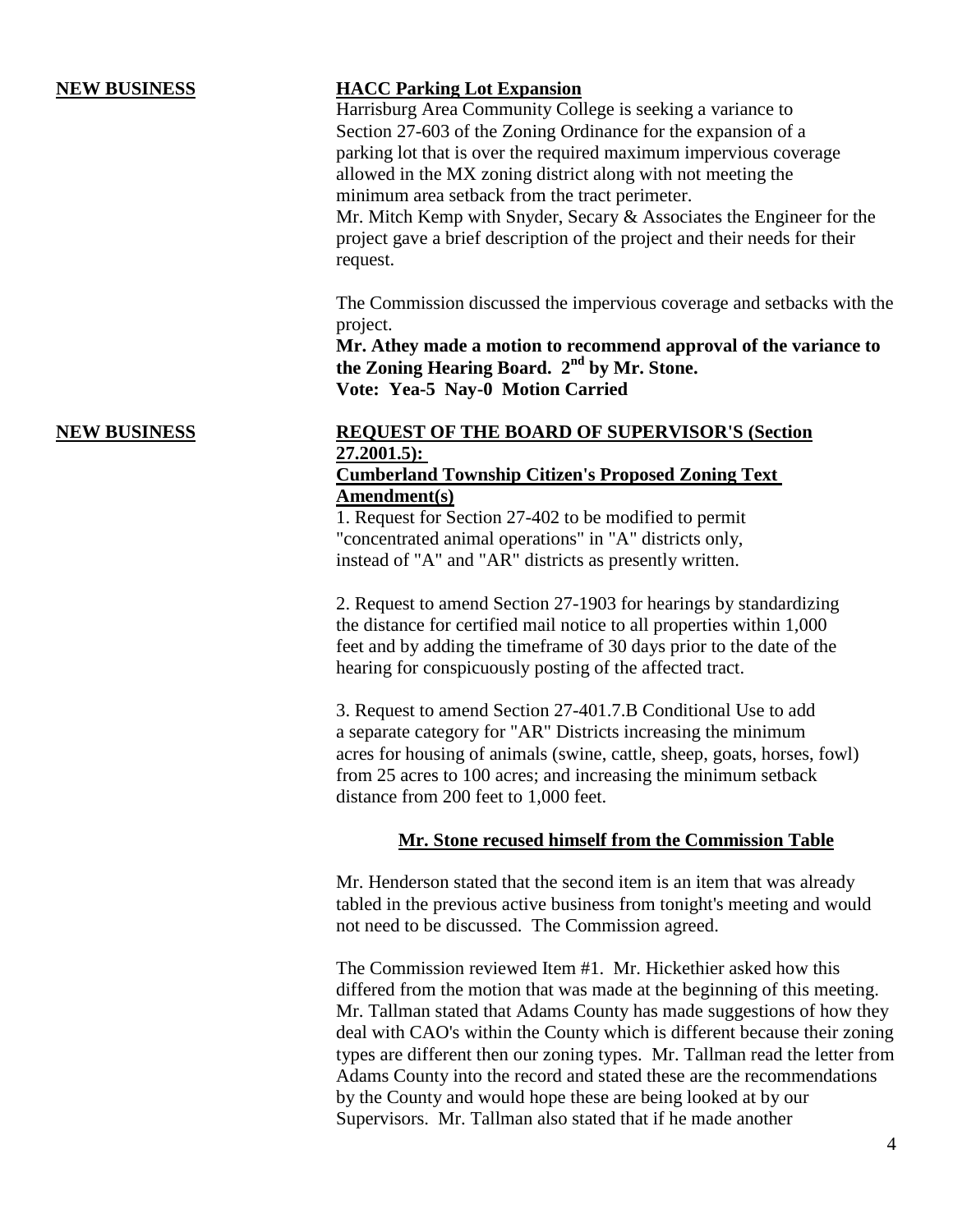**NEW BUSINESS** **HACC Parking Lot Expansion**

Harrisburg Area Community College is seeking a variance to Section 27-603 of the Zoning Ordinance for the expansion of a parking lot that is over the required maximum impervious coverage allowed in the MX zoning district along with not meeting the minimum area setback from the tract perimeter.
Mr. Mitch Kemp with Snyder, Secary & Associates the Engineer for the project gave a brief description of the project and their needs for their request.

The Commission discussed the impervious coverage and setbacks with the project.
**Mr. Athey made a motion to recommend approval of the variance to the Zoning Hearing Board. 2nd by Mr. Stone.**
**Vote: Yea-5 Nay-0 Motion Carried**

**NEW BUSINESS** **REQUEST OF THE BOARD OF SUPERVISOR'S (Section 27.2001.5):**
**Cumberland Township Citizen's Proposed Zoning Text Amendment(s)**

1. Request for Section 27-402 to be modified to permit "concentrated animal operations" in "A" districts only, instead of "A" and "AR" districts as presently written.

2. Request to amend Section 27-1903 for hearings by standardizing the distance for certified mail notice to all properties within 1,000 feet and by adding the timeframe of 30 days prior to the date of the hearing for conspicuously posting of the affected tract.

3. Request to amend Section 27-401.7.B Conditional Use to add a separate category for "AR" Districts increasing the minimum acres for housing of animals (swine, cattle, sheep, goats, horses, fowl) from 25 acres to 100 acres; and increasing the minimum setback distance from 200 feet to 1,000 feet.

**Mr. Stone recused himself from the Commission Table**

Mr. Henderson stated that the second item is an item that was already tabled in the previous active business from tonight's meeting and would not need to be discussed. The Commission agreed.

The Commission reviewed Item #1. Mr. Hickethier asked how this differed from the motion that was made at the beginning of this meeting. Mr. Tallman stated that Adams County has made suggestions of how they deal with CAO's within the County which is different because their zoning types are different then our zoning types. Mr. Tallman read the letter from Adams County into the record and stated these are the recommendations by the County and would hope these are being looked at by our Supervisors. Mr. Tallman also stated that if he made another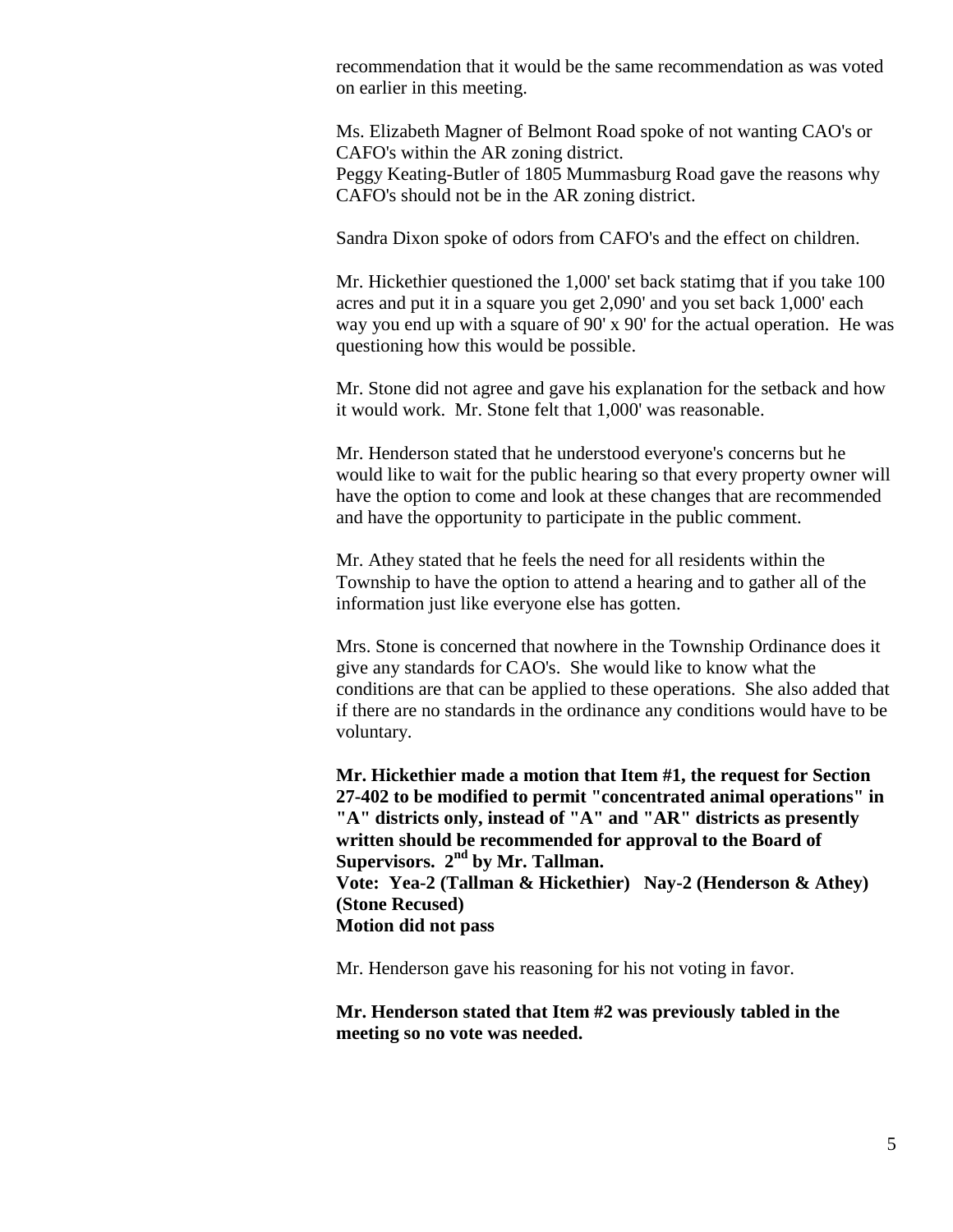recommendation that it would be the same recommendation as was voted on earlier in this meeting.

Ms. Elizabeth Magner of Belmont Road spoke of not wanting CAO's or CAFO's within the AR zoning district.
Peggy Keating-Butler of 1805 Mummasburg Road gave the reasons why CAFO's should not be in the AR zoning district.

Sandra Dixon spoke of odors from CAFO's and the effect on children.

Mr. Hickethier questioned the 1,000' set back statimg that if you take 100 acres and put it in a square you get 2,090' and you set back 1,000' each way you end up with a square of 90' x 90' for the actual operation. He was questioning how this would be possible.

Mr. Stone did not agree and gave his explanation for the setback and how it would work. Mr. Stone felt that 1,000' was reasonable.

Mr. Henderson stated that he understood everyone's concerns but he would like to wait for the public hearing so that every property owner will have the option to come and look at these changes that are recommended and have the opportunity to participate in the public comment.

Mr. Athey stated that he feels the need for all residents within the Township to have the option to attend a hearing and to gather all of the information just like everyone else has gotten.

Mrs. Stone is concerned that nowhere in the Township Ordinance does it give any standards for CAO's. She would like to know what the conditions are that can be applied to these operations. She also added that if there are no standards in the ordinance any conditions would have to be voluntary.

**Mr. Hickethier made a motion that Item #1, the request for Section 27-402 to be modified to permit "concentrated animal operations" in "A" districts only, instead of "A" and "AR" districts as presently written should be recommended for approval to the Board of Supervisors. 2nd by Mr. Tallman.**
**Vote: Yea-2 (Tallman & Hickethier) Nay-2 (Henderson & Athey) (Stone Recused)**
**Motion did not pass**

Mr. Henderson gave his reasoning for his not voting in favor.

**Mr. Henderson stated that Item #2 was previously tabled in the meeting so no vote was needed.**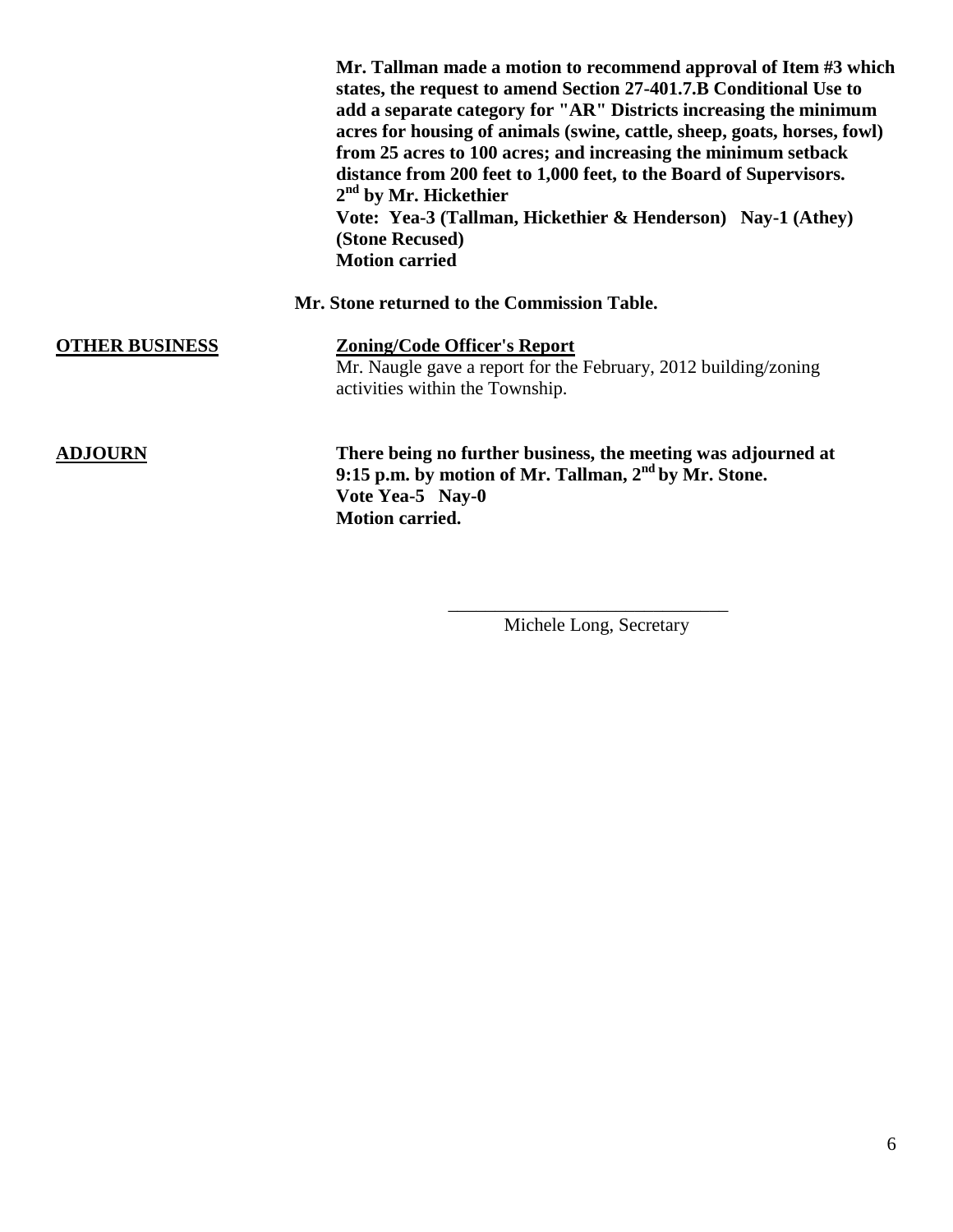**Mr. Tallman made a motion to recommend approval of Item #3 which states, the request to amend Section 27-401.7.B Conditional Use to add a separate category for "AR" Districts increasing the minimum acres for housing of animals (swine, cattle, sheep, goats, horses, fowl) from 25 acres to 100 acres; and increasing the minimum setback distance from 200 feet to 1,000 feet, to the Board of Supervisors.**
**2nd by Mr. Hickethier**
**Vote: Yea-3 (Tallman, Hickethier & Henderson) Nay-1 (Athey) (Stone Recused)**
**Motion carried**

**Mr. Stone returned to the Commission Table.**

**OTHER BUSINESS**

**Zoning/Code Officer's Report**

Mr. Naugle gave a report for the February, 2012 building/zoning activities within the Township.

**ADJOURN**

**There being no further business, the meeting was adjourned at 9:15 p.m. by motion of Mr. Tallman, 2nd by Mr. Stone.**
**Vote Yea-5 Nay-0**
**Motion carried.**

_______________________________
Michele Long, Secretary